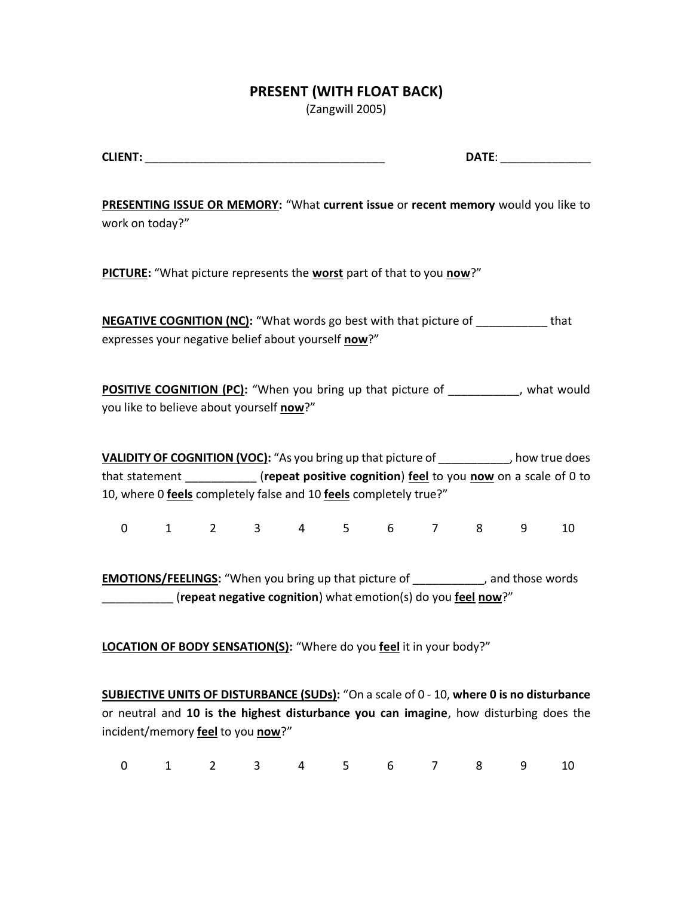# PRESENT (WITH FLOAT BACK)

(Zangwill 2005)

**CLIENT:** _____________________________________ **DATE**: ______________

**PRESENTING ISSUE OR MEMORY:** "What **current issue** or **recent memory** would you like to work on today?"

**PICTURE:** "What picture represents the **worst** part of that to you **now**?"

**NEGATIVE COGNITION (NC):** "What words go best with that picture of ___________ that expresses your negative belief about yourself **now**?"

**POSITIVE COGNITION (PC):** "When you bring up that picture of ___________, what would you like to believe about yourself **now**?"

**VALIDITY OF COGNITION (VOC):** "As you bring up that picture of ___________, how true does that statement ___________ (**repeat positive cognition**) **feel** to you **now** on a scale of 0 to 10, where 0 **feels** completely false and 10 **feels** completely true?"

0 1 2 3 4 5 6 7 8 9 10

**EMOTIONS/FEELINGS:** "When you bring up that picture of ___________, and those words ___________ (**repeat negative cognition**) what emotion(s) do you **feel** **now**?"

**LOCATION OF BODY SENSATION(S):** "Where do you **feel** it in your body?"

**SUBJECTIVE UNITS OF DISTURBANCE (SUDs):** "On a scale of 0 - 10, **where 0 is no disturbance** or neutral and **10 is the highest disturbance you can imagine**, how disturbing does the incident/memory **feel** to you **now**?"

0 1 2 3 4 5 6 7 8 9 10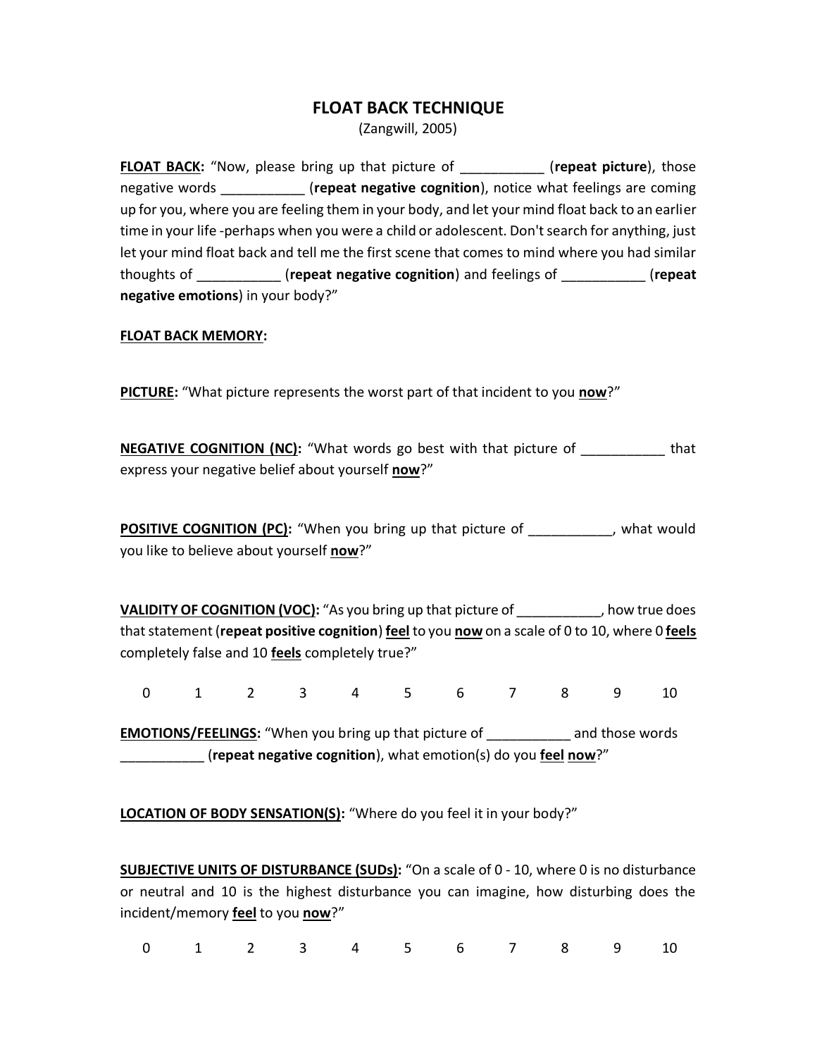# FLOAT BACK TECHNIQUE

(Zangwill, 2005)

**<u>FLOAT BACK</u>:** "Now, please bring up that picture of ___________ (**repeat picture**), those negative words ___________ (**repeat negative cognition**), notice what feelings are coming up for you, where you are feeling them in your body, and let your mind float back to an earlier time in your life -perhaps when you were a child or adolescent. Don't search for anything, just let your mind float back and tell me the first scene that comes to mind where you had similar thoughts of ___________ (**repeat negative cognition**) and feelings of ___________ (**repeat negative emotions**) in your body?"

**<u>FLOAT BACK MEMORY</u>:**

**<u>PICTURE</u>:** "What picture represents the worst part of that incident to you **<u>now</u>**?"

**<u>NEGATIVE COGNITION (NC)</u>:** "What words go best with that picture of ___________ that express your negative belief about yourself **<u>now</u>**?"

**<u>POSITIVE COGNITION (PC)</u>:** "When you bring up that picture of ___________, what would you like to believe about yourself **<u>now</u>**?"

**<u>VALIDITY OF COGNITION (VOC)</u>:** "As you bring up that picture of ___________, how true does that statement (**repeat positive cognition**) **<u>feel</u>** to you **<u>now</u>** on a scale of 0 to 10, where 0 **<u>feels</u>** completely false and 10 **<u>feels</u>** completely true?"

0 1 2 3 4 5 6 7 8 9 10

**<u>EMOTIONS/FEELINGS</u>:** "When you bring up that picture of ___________ and those words ___________ (**repeat negative cognition**), what emotion(s) do you **<u>feel</u>** **<u>now</u>**?"

**<u>LOCATION OF BODY SENSATION(S)</u>:** "Where do you feel it in your body?"

**<u>SUBJECTIVE UNITS OF DISTURBANCE (SUDs)</u>:** "On a scale of 0 - 10, where 0 is no disturbance or neutral and 10 is the highest disturbance you can imagine, how disturbing does the incident/memory **<u>feel</u>** to you **<u>now</u>**?"

0 1 2 3 4 5 6 7 8 9 10